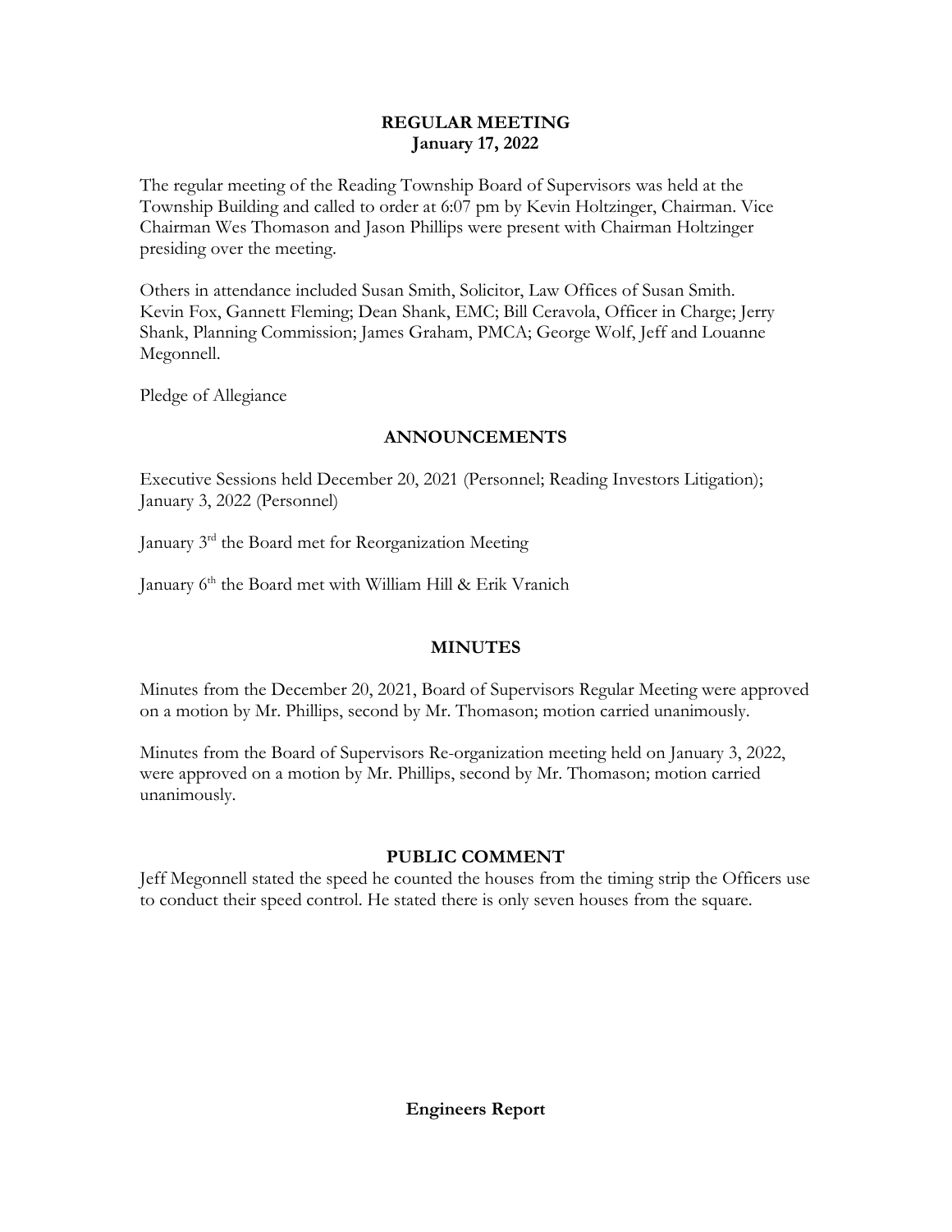## REGULAR MEETING
## January 17, 2022

The regular meeting of the Reading Township Board of Supervisors was held at the Township Building and called to order at 6:07 pm by Kevin Holtzinger, Chairman. Vice Chairman Wes Thomason and Jason Phillips were present with Chairman Holtzinger presiding over the meeting.

Others in attendance included Susan Smith, Solicitor, Law Offices of Susan Smith. Kevin Fox, Gannett Fleming; Dean Shank, EMC; Bill Ceravola, Officer in Charge; Jerry Shank, Planning Commission; James Graham, PMCA; George Wolf, Jeff and Louanne Megonnell.

Pledge of Allegiance

## ANNOUNCEMENTS

Executive Sessions held December 20, 2021 (Personnel; Reading Investors Litigation); January 3, 2022 (Personnel)

January 3rd the Board met for Reorganization Meeting

January 6th the Board met with William Hill & Erik Vranich

## MINUTES

Minutes from the December 20, 2021, Board of Supervisors Regular Meeting were approved on a motion by Mr. Phillips, second by Mr. Thomason; motion carried unanimously.

Minutes from the Board of Supervisors Re-organization meeting held on January 3, 2022, were approved on a motion by Mr. Phillips, second by Mr. Thomason; motion carried unanimously.

## PUBLIC COMMENT

Jeff Megonnell stated the speed he counted the houses from the timing strip the Officers use to conduct their speed control. He stated there is only seven houses from the square.

## Engineers Report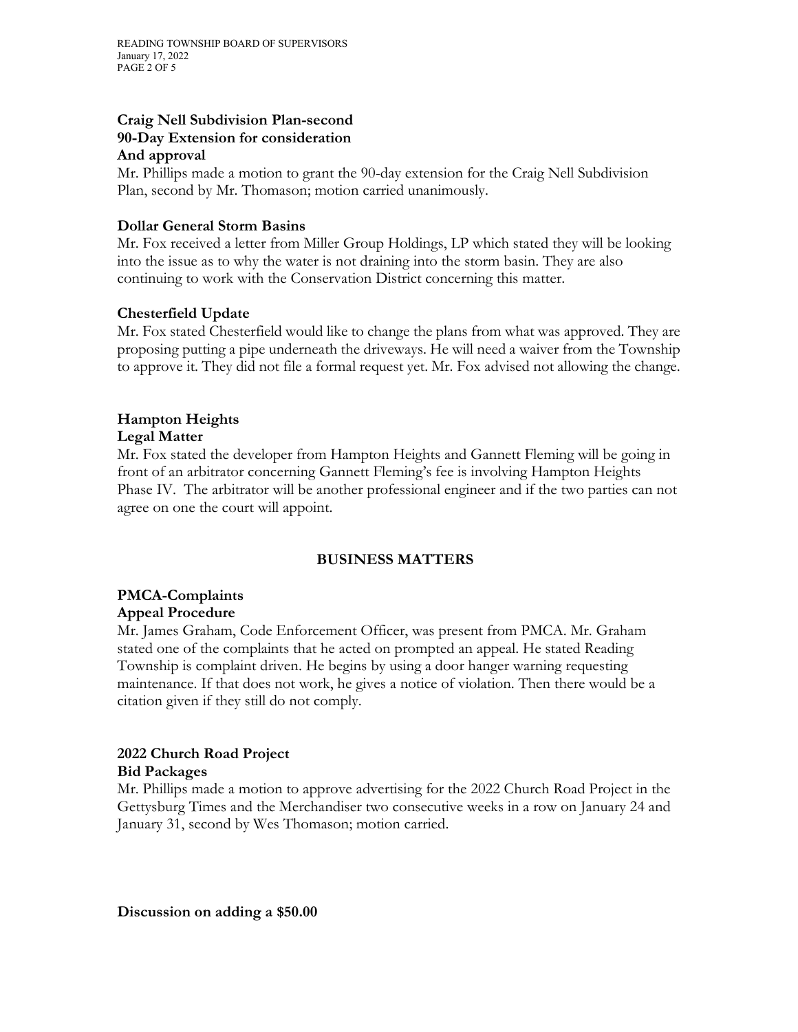**Craig Nell Subdivision Plan-second**
**90-Day Extension for consideration**
**And approval**

Mr. Phillips made a motion to grant the 90-day extension for the Craig Nell Subdivision Plan, second by Mr. Thomason; motion carried unanimously.

**Dollar General Storm Basins**

Mr. Fox received a letter from Miller Group Holdings, LP which stated they will be looking into the issue as to why the water is not draining into the storm basin. They are also continuing to work with the Conservation District concerning this matter.

**Chesterfield Update**

Mr. Fox stated Chesterfield would like to change the plans from what was approved. They are proposing putting a pipe underneath the driveways. He will need a waiver from the Township to approve it. They did not file a formal request yet. Mr. Fox advised not allowing the change.

**Hampton Heights**
**Legal Matter**

Mr. Fox stated the developer from Hampton Heights and Gannett Fleming will be going in front of an arbitrator concerning Gannett Fleming's fee is involving Hampton Heights Phase IV. The arbitrator will be another professional engineer and if the two parties can not agree on one the court will appoint.

## BUSINESS MATTERS

**PMCA-Complaints**
**Appeal Procedure**

Mr. James Graham, Code Enforcement Officer, was present from PMCA. Mr. Graham stated one of the complaints that he acted on prompted an appeal. He stated Reading Township is complaint driven. He begins by using a door hanger warning requesting maintenance. If that does not work, he gives a notice of violation. Then there would be a citation given if they still do not comply.

**2022 Church Road Project**
**Bid Packages**

Mr. Phillips made a motion to approve advertising for the 2022 Church Road Project in the Gettysburg Times and the Merchandiser two consecutive weeks in a row on January 24 and January 31, second by Wes Thomason; motion carried.

**Discussion on adding a $50.00**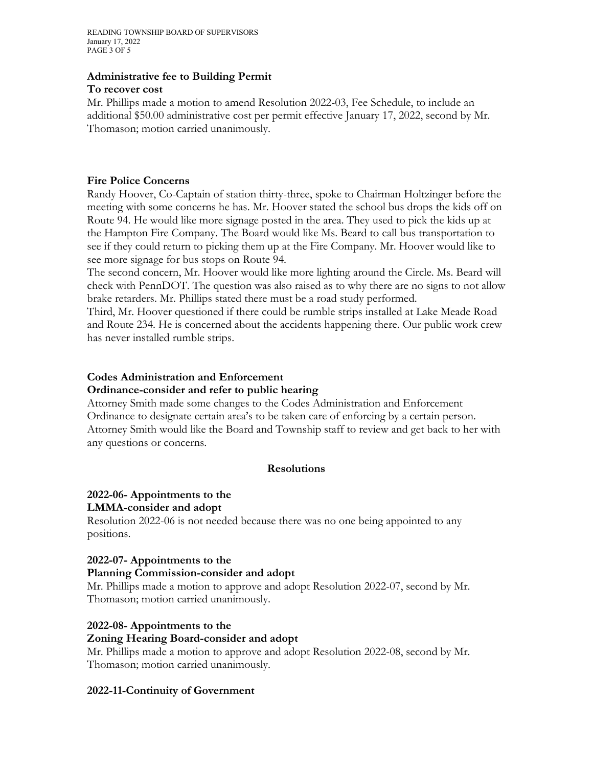**Administrative fee to Building Permit**
**To recover cost**

Mr. Phillips made a motion to amend Resolution 2022-03, Fee Schedule, to include an additional $50.00 administrative cost per permit effective January 17, 2022, second by Mr. Thomason; motion carried unanimously.

**Fire Police Concerns**

Randy Hoover, Co-Captain of station thirty-three, spoke to Chairman Holtzinger before the meeting with some concerns he has. Mr. Hoover stated the school bus drops the kids off on Route 94. He would like more signage posted in the area. They used to pick the kids up at the Hampton Fire Company. The Board would like Ms. Beard to call bus transportation to see if they could return to picking them up at the Fire Company. Mr. Hoover would like to see more signage for bus stops on Route 94.

The second concern, Mr. Hoover would like more lighting around the Circle. Ms. Beard will check with PennDOT. The question was also raised as to why there are no signs to not allow brake retarders. Mr. Phillips stated there must be a road study performed.

Third, Mr. Hoover questioned if there could be rumble strips installed at Lake Meade Road and Route 234. He is concerned about the accidents happening there. Our public work crew has never installed rumble strips.

**Codes Administration and Enforcement**
**Ordinance-consider and refer to public hearing**

Attorney Smith made some changes to the Codes Administration and Enforcement Ordinance to designate certain area's to be taken care of enforcing by a certain person. Attorney Smith would like the Board and Township staff to review and get back to her with any questions or concerns.

## Resolutions

**2022-06- Appointments to the**
**LMMA-consider and adopt**

Resolution 2022-06 is not needed because there was no one being appointed to any positions.

**2022-07- Appointments to the**
**Planning Commission-consider and adopt**

Mr. Phillips made a motion to approve and adopt Resolution 2022-07, second by Mr. Thomason; motion carried unanimously.

**2022-08- Appointments to the**
**Zoning Hearing Board-consider and adopt**

Mr. Phillips made a motion to approve and adopt Resolution 2022-08, second by Mr. Thomason; motion carried unanimously.

**2022-11-Continuity of Government**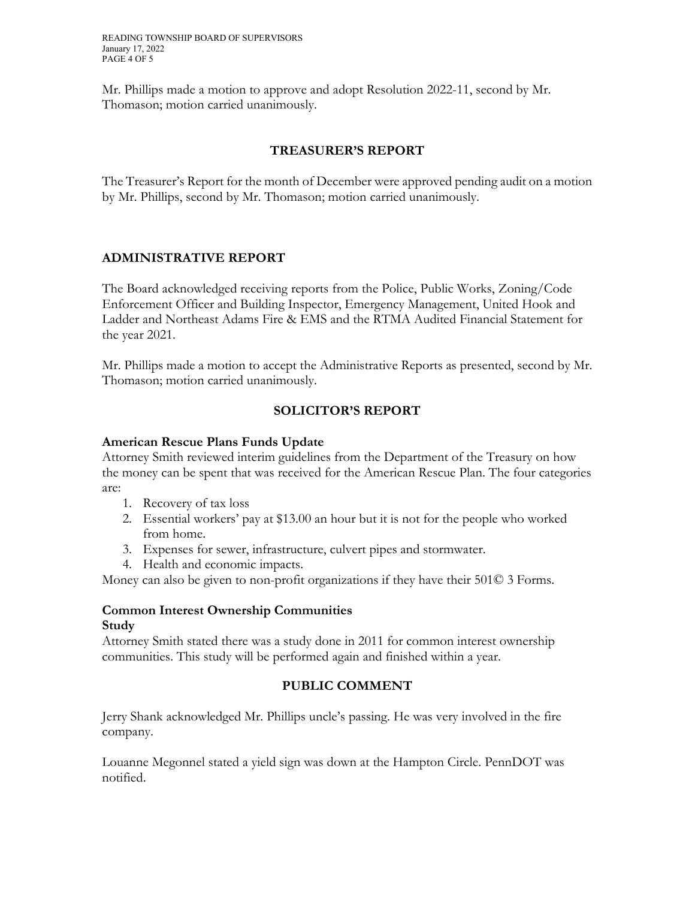Mr. Phillips made a motion to approve and adopt Resolution 2022-11, second by Mr. Thomason; motion carried unanimously.

## TREASURER'S REPORT

The Treasurer's Report for the month of December were approved pending audit on a motion by Mr. Phillips, second by Mr. Thomason; motion carried unanimously.

## ADMINISTRATIVE REPORT

The Board acknowledged receiving reports from the Police, Public Works, Zoning/Code Enforcement Officer and Building Inspector, Emergency Management, United Hook and Ladder and Northeast Adams Fire & EMS and the RTMA Audited Financial Statement for the year 2021.

Mr. Phillips made a motion to accept the Administrative Reports as presented, second by Mr. Thomason; motion carried unanimously.

## SOLICITOR'S REPORT

**American Rescue Plans Funds Update**

Attorney Smith reviewed interim guidelines from the Department of the Treasury on how the money can be spent that was received for the American Rescue Plan. The four categories are:

1. Recovery of tax loss
2. Essential workers' pay at $13.00 an hour but it is not for the people who worked from home.
3. Expenses for sewer, infrastructure, culvert pipes and stormwater.
4. Health and economic impacts.

Money can also be given to non-profit organizations if they have their 501© 3 Forms.

**Common Interest Ownership Communities**
**Study**

Attorney Smith stated there was a study done in 2011 for common interest ownership communities. This study will be performed again and finished within a year.

## PUBLIC COMMENT

Jerry Shank acknowledged Mr. Phillips uncle's passing. He was very involved in the fire company.

Louanne Megonnel stated a yield sign was down at the Hampton Circle. PennDOT was notified.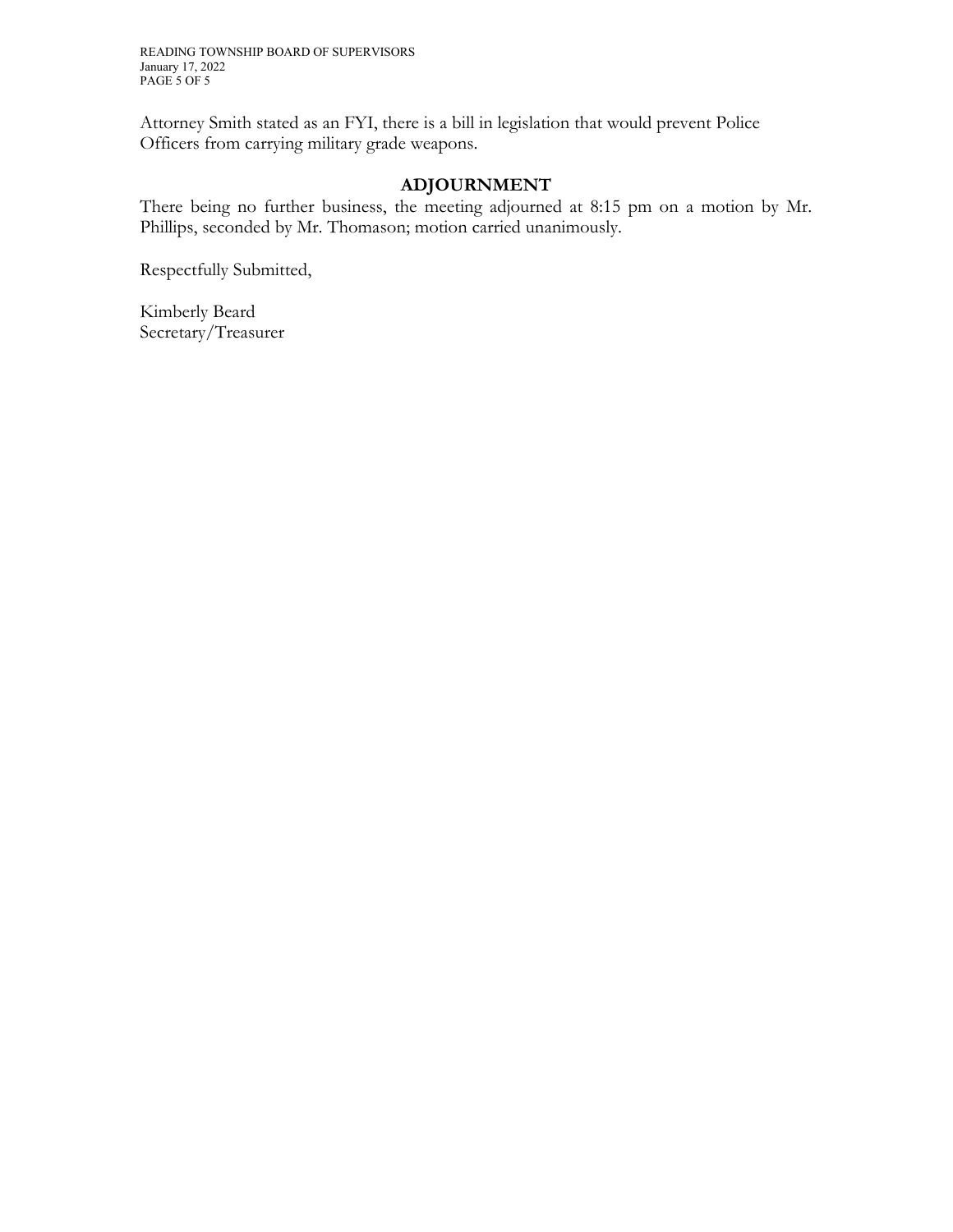Attorney Smith stated as an FYI, there is a bill in legislation that would prevent Police Officers from carrying military grade weapons.

## ADJOURNMENT

There being no further business, the meeting adjourned at 8:15 pm on a motion by Mr. Phillips, seconded by Mr. Thomason; motion carried unanimously.

Respectfully Submitted,

Kimberly Beard
Secretary/Treasurer